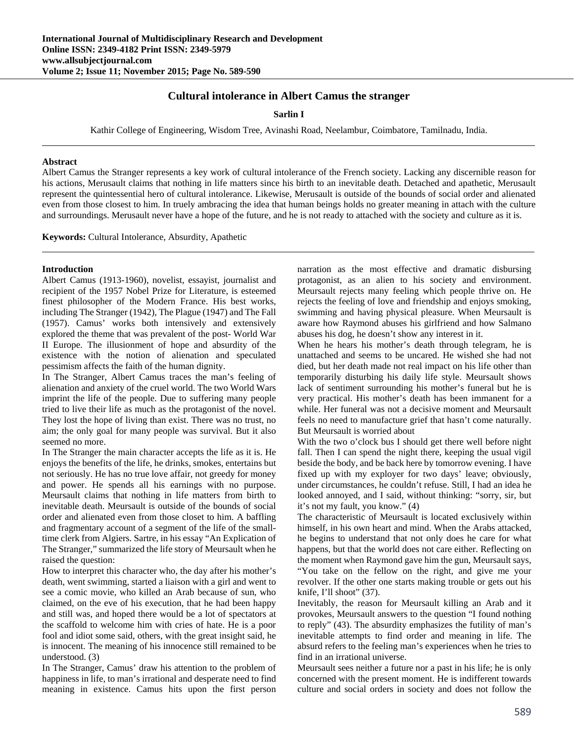# Cultural intolerance in Albert Camus the stranger

**Sarlin I**

Kathir College of Engineering, Wisdom Tree, Avinashi Road, Neelambur, Coimbatore, Tamilnadu, India.

### Abstract

Albert Camus the Stranger represents a key work of cultural intolerance of the French society. Lacking any discernible reason for his actions, Merusault claims that nothing in life matters since his birth to an inevitable death. Detached and apathetic, Merusault represent the quintessential hero of cultural intolerance. Likewise, Merusault is outside of the bounds of social order and alienated even from those closest to him. In truely ambracing the idea that human beings holds no greater meaning in attach with the culture and surroundings. Merusault never have a hope of the future, and he is not ready to attached with the society and culture as it is.

**Keywords:** Cultural Intolerance, Absurdity, Apathetic

### Introduction

Albert Camus (1913-1960), novelist, essayist, journalist and recipient of the 1957 Nobel Prize for Literature, is esteemed finest philosopher of the Modern France. His best works, including The Stranger (1942), The Plague (1947) and The Fall (1957). Camus' works both intensively and extensively explored the theme that was prevalent of the post- World War II Europe. The illusionment of hope and absurdity of the existence with the notion of alienation and speculated pessimism affects the faith of the human dignity.

In The Stranger, Albert Camus traces the man's feeling of alienation and anxiety of the cruel world. The two World Wars imprint the life of the people. Due to suffering many people tried to live their life as much as the protagonist of the novel. They lost the hope of living than exist. There was no trust, no aim; the only goal for many people was survival. But it also seemed no more.

In The Stranger the main character accepts the life as it is. He enjoys the benefits of the life, he drinks, smokes, entertains but not seriously. He has no true love affair, not greedy for money and power. He spends all his earnings with no purpose. Meursault claims that nothing in life matters from birth to inevitable death. Meursault is outside of the bounds of social order and alienated even from those closet to him. A baffling and fragmentary account of a segment of the life of the small-time clerk from Algiers. Sartre, in his essay "An Explication of The Stranger," summarized the life story of Meursault when he raised the question:

How to interpret this character who, the day after his mother's death, went swimming, started a liaison with a girl and went to see a comic movie, who killed an Arab because of sun, who claimed, on the eve of his execution, that he had been happy and still was, and hoped there would be a lot of spectators at the scaffold to welcome him with cries of hate. He is a poor fool and idiot some said, others, with the great insight said, he is innocent. The meaning of his innocence still remained to be understood. (3)

In The Stranger, Camus' draw his attention to the problem of happiness in life, to man's irrational and desperate need to find meaning in existence. Camus hits upon the first person narration as the most effective and dramatic disbursing protagonist, as an alien to his society and environment. Meursault rejects many feeling which people thrive on. He rejects the feeling of love and friendship and enjoys smoking, swimming and having physical pleasure. When Meursault is aware how Raymond abuses his girlfriend and how Salmano abuses his dog, he doesn't show any interest in it.

When he hears his mother's death through telegram, he is unattached and seems to be uncared. He wished she had not died, but her death made not real impact on his life other than temporarily disturbing his daily life style. Meursault shows lack of sentiment surrounding his mother's funeral but he is very practical. His mother's death has been immanent for a while. Her funeral was not a decisive moment and Meursault feels no need to manufacture grief that hasn't come naturally. But Meursault is worried about

With the two o'clock bus I should get there well before night fall. Then I can spend the night there, keeping the usual vigil beside the body, and be back here by tomorrow evening. I have fixed up with my exployer for two days' leave; obviously, under circumstances, he couldn't refuse. Still, I had an idea he looked annoyed, and I said, without thinking: "sorry, sir, but it's not my fault, you know." (4)

The characteristic of Meursault is located exclusively within himself, in his own heart and mind. When the Arabs attacked, he begins to understand that not only does he care for what happens, but that the world does not care either. Reflecting on the moment when Raymond gave him the gun, Meursault says, "You take on the fellow on the right, and give me your revolver. If the other one starts making trouble or gets out his knife, I'll shoot" (37).

Inevitably, the reason for Meursault killing an Arab and it provokes, Meursault answers to the question "I found nothing to reply" (43). The absurdity emphasizes the futility of man's inevitable attempts to find order and meaning in life. The absurd refers to the feeling man's experiences when he tries to find in an irrational universe.

Meursault sees neither a future nor a past in his life; he is only concerned with the present moment. He is indifferent towards culture and social orders in society and does not follow the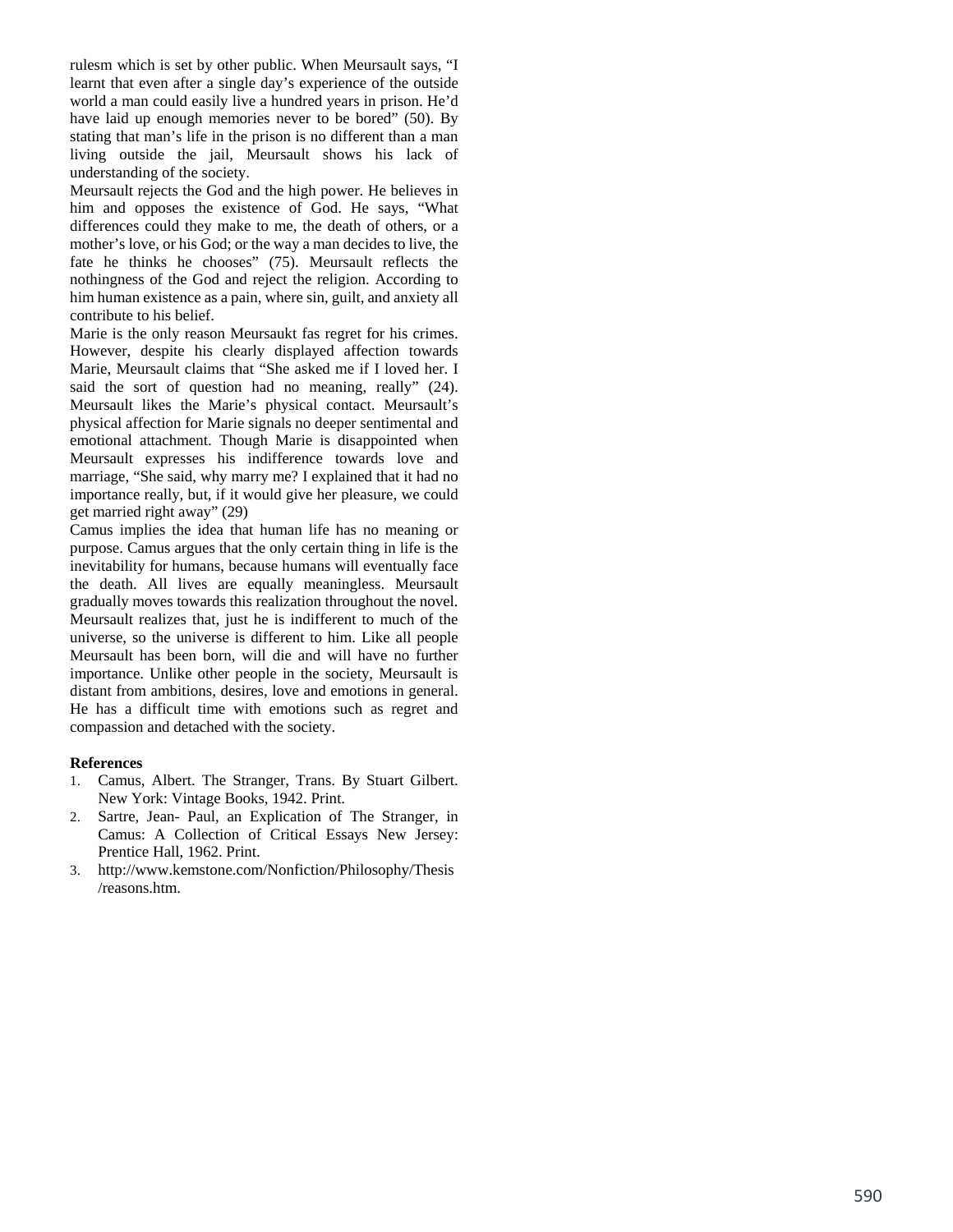rulesm which is set by other public. When Meursault says, "I learnt that even after a single day's experience of the outside world a man could easily live a hundred years in prison. He'd have laid up enough memories never to be bored" (50). By stating that man's life in the prison is no different than a man living outside the jail, Meursault shows his lack of understanding of the society.

Meursault rejects the God and the high power. He believes in him and opposes the existence of God. He says, "What differences could they make to me, the death of others, or a mother's love, or his God; or the way a man decides to live, the fate he thinks he chooses" (75). Meursault reflects the nothingness of the God and reject the religion. According to him human existence as a pain, where sin, guilt, and anxiety all contribute to his belief.

Marie is the only reason Meursaukt fas regret for his crimes. However, despite his clearly displayed affection towards Marie, Meursault claims that "She asked me if I loved her. I said the sort of question had no meaning, really" (24). Meursault likes the Marie's physical contact. Meursault's physical affection for Marie signals no deeper sentimental and emotional attachment. Though Marie is disappointed when Meursault expresses his indifference towards love and marriage, "She said, why marry me? I explained that it had no importance really, but, if it would give her pleasure, we could get married right away" (29)

Camus implies the idea that human life has no meaning or purpose. Camus argues that the only certain thing in life is the inevitability for humans, because humans will eventually face the death. All lives are equally meaningless. Meursault gradually moves towards this realization throughout the novel. Meursault realizes that, just he is indifferent to much of the universe, so the universe is different to him. Like all people Meursault has been born, will die and will have no further importance. Unlike other people in the society, Meursault is distant from ambitions, desires, love and emotions in general. He has a difficult time with emotions such as regret and compassion and detached with the society.

**References**

1. Camus, Albert. The Stranger, Trans. By Stuart Gilbert. New York: Vintage Books, 1942. Print.
2. Sartre, Jean- Paul, an Explication of The Stranger, in Camus: A Collection of Critical Essays New Jersey: Prentice Hall, 1962. Print.
3. http://www.kemstone.com/Nonfiction/Philosophy/Thesis/reasons.htm.